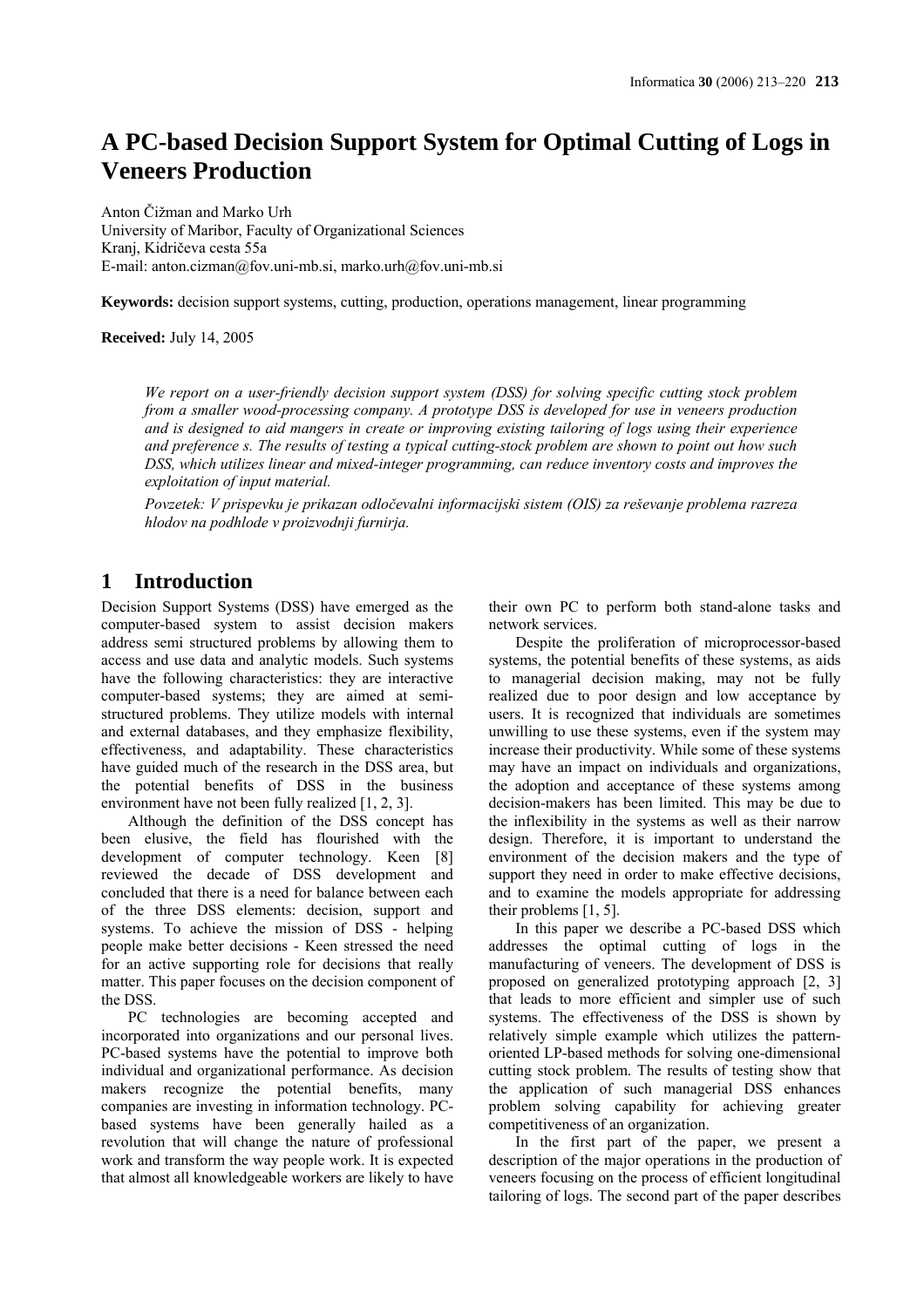# A PC-based Decision Support System for Optimal Cutting of Logs in Veneers Production

Anton Čižman and Marko Urh
University of Maribor, Faculty of Organizational Sciences
Kranj, Kidričeva cesta 55a
E-mail: anton.cizman@fov.uni-mb.si, marko.urh@fov.uni-mb.si

**Keywords:** decision support systems, cutting, production, operations management, linear programming

**Received:** July 14, 2005

*We report on a user-friendly decision support system (DSS) for solving specific cutting stock problem from a smaller wood-processing company. A prototype DSS is developed for use in veneers production and is designed to aid mangers in create or improving existing tailoring of logs using their experience and preference s. The results of testing a typical cutting-stock problem are shown to point out how such DSS, which utilizes linear and mixed-integer programming, can reduce inventory costs and improves the exploitation of input material.*

*Povzetek: V prispevku je prikazan odločevalni informacijski sistem (OIS) za reševanje problema razreza hlodov na podhlode v proizvodnji furnirja.*

## 1 Introduction

Decision Support Systems (DSS) have emerged as the computer-based system to assist decision makers address semi structured problems by allowing them to access and use data and analytic models. Such systems have the following characteristics: they are interactive computer-based systems; they are aimed at semi-structured problems. They utilize models with internal and external databases, and they emphasize flexibility, effectiveness, and adaptability. These characteristics have guided much of the research in the DSS area, but the potential benefits of DSS in the business environment have not been fully realized [1, 2, 3].

Although the definition of the DSS concept has been elusive, the field has flourished with the development of computer technology. Keen [8] reviewed the decade of DSS development and concluded that there is a need for balance between each of the three DSS elements: decision, support and systems. To achieve the mission of DSS - helping people make better decisions - Keen stressed the need for an active supporting role for decisions that really matter. This paper focuses on the decision component of the DSS.

PC technologies are becoming accepted and incorporated into organizations and our personal lives. PC-based systems have the potential to improve both individual and organizational performance. As decision makers recognize the potential benefits, many companies are investing in information technology. PC-based systems have been generally hailed as a revolution that will change the nature of professional work and transform the way people work. It is expected that almost all knowledgeable workers are likely to have their own PC to perform both stand-alone tasks and network services.

Despite the proliferation of microprocessor-based systems, the potential benefits of these systems, as aids to managerial decision making, may not be fully realized due to poor design and low acceptance by users. It is recognized that individuals are sometimes unwilling to use these systems, even if the system may increase their productivity. While some of these systems may have an impact on individuals and organizations, the adoption and acceptance of these systems among decision-makers has been limited. This may be due to the inflexibility in the systems as well as their narrow design. Therefore, it is important to understand the environment of the decision makers and the type of support they need in order to make effective decisions, and to examine the models appropriate for addressing their problems [1, 5].

In this paper we describe a PC-based DSS which addresses the optimal cutting of logs in the manufacturing of veneers. The development of DSS is proposed on generalized prototyping approach [2, 3] that leads to more efficient and simpler use of such systems. The effectiveness of the DSS is shown by relatively simple example which utilizes the pattern-oriented LP-based methods for solving one-dimensional cutting stock problem. The results of testing show that the application of such managerial DSS enhances problem solving capability for achieving greater competitiveness of an organization.

In the first part of the paper, we present a description of the major operations in the production of veneers focusing on the process of efficient longitudinal tailoring of logs. The second part of the paper describes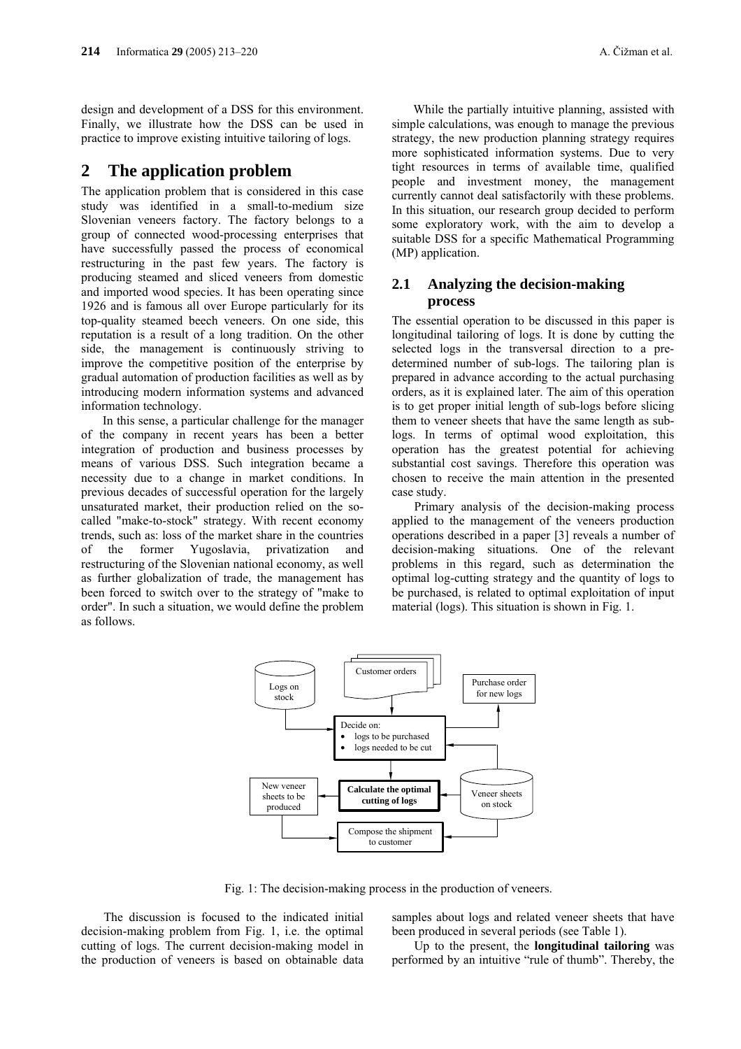design and development of a DSS for this environment. Finally, we illustrate how the DSS can be used in practice to improve existing intuitive tailoring of logs.

## 2 The application problem

The application problem that is considered in this case study was identified in a small-to-medium size Slovenian veneers factory. The factory belongs to a group of connected wood-processing enterprises that have successfully passed the process of economical restructuring in the past few years. The factory is producing steamed and sliced veneers from domestic and imported wood species. It has been operating since 1926 and is famous all over Europe particularly for its top-quality steamed beech veneers. On one side, this reputation is a result of a long tradition. On the other side, the management is continuously striving to improve the competitive position of the enterprise by gradual automation of production facilities as well as by introducing modern information systems and advanced information technology.

In this sense, a particular challenge for the manager of the company in recent years has been a better integration of production and business processes by means of various DSS. Such integration became a necessity due to a change in market conditions. In previous decades of successful operation for the largely unsaturated market, their production relied on the so-called "make-to-stock" strategy. With recent economy trends, such as: loss of the market share in the countries of the former Yugoslavia, privatization and restructuring of the Slovenian national economy, as well as further globalization of trade, the management has been forced to switch over to the strategy of "make to order". In such a situation, we would define the problem as follows.

While the partially intuitive planning, assisted with simple calculations, was enough to manage the previous strategy, the new production planning strategy requires more sophisticated information systems. Due to very tight resources in terms of available time, qualified people and investment money, the management currently cannot deal satisfactorily with these problems. In this situation, our research group decided to perform some exploratory work, with the aim to develop a suitable DSS for a specific Mathematical Programming (MP) application.

### 2.1 Analyzing the decision-making process

The essential operation to be discussed in this paper is longitudinal tailoring of logs. It is done by cutting the selected logs in the transversal direction to a pre-determined number of sub-logs. The tailoring plan is prepared in advance according to the actual purchasing orders, as it is explained later. The aim of this operation is to get proper initial length of sub-logs before slicing them to veneer sheets that have the same length as sub-logs. In terms of optimal wood exploitation, this operation has the greatest potential for achieving substantial cost savings. Therefore this operation was chosen to receive the main attention in the presented case study.

Primary analysis of the decision-making process applied to the management of the veneers production operations described in a paper [3] reveals a number of decision-making situations. One of the relevant problems in this regard, such as determination the optimal log-cutting strategy and the quantity of logs to be purchased, is related to optimal exploitation of input material (logs). This situation is shown in Fig. 1.

Logs on stock

Customer orders

Purchase order for new logs

Decide on:
- logs to be purchased
- logs needed to be cut

New veneer sheets to be produced

**Calculate the optimal cutting of logs**

Veneer sheets on stock

Compose the shipment to customer

Fig. 1: The decision-making process in the production of veneers.

The discussion is focused to the indicated initial decision-making problem from Fig. 1, i.e. the optimal cutting of logs. The current decision-making model in the production of veneers is based on obtainable data samples about logs and related veneer sheets that have been produced in several periods (see Table 1).

Up to the present, the **longitudinal tailoring** was performed by an intuitive "rule of thumb". Thereby, the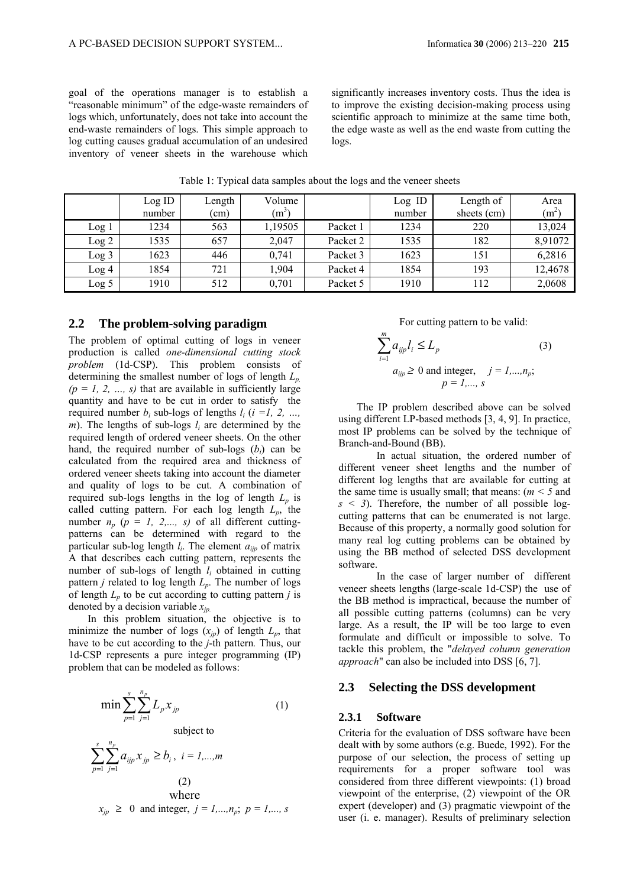goal of the operations manager is to establish a "reasonable minimum" of the edge-waste remainders of logs which, unfortunately, does not take into account the end-waste remainders of logs. This simple approach to log cutting causes gradual accumulation of an undesired inventory of veneer sheets in the warehouse which significantly increases inventory costs. Thus the idea is to improve the existing decision-making process using scientific approach to minimize at the same time both, the edge waste as well as the end waste from cutting the logs.

Table 1: Typical data samples about the logs and the veneer sheets

| | Log ID number | Length (cm) | Volume ($m^3$) | | Log ID number | Length of sheets (cm) | Area ($m^2$) |
|---|---|---|---|---|---|---|---|
| Log 1 | 1234 | 563 | 1,19505 | Packet 1 | 1234 | 220 | 13,024 |
| Log 2 | 1535 | 657 | 2,047 | Packet 2 | 1535 | 182 | 8,91072 |
| Log 3 | 1623 | 446 | 0,741 | Packet 3 | 1623 | 151 | 6,2816 |
| Log 4 | 1854 | 721 | 1,904 | Packet 4 | 1854 | 193 | 12,4678 |
| Log 5 | 1910 | 512 | 0,701 | Packet 5 | 1910 | 112 | 2,0608 |

## 2.2 The problem-solving paradigm

The problem of optimal cutting of logs in veneer production is called *one-dimensional cutting stock problem* (1d-CSP). This problem consists of determining the smallest number of logs of length $L_p$, $(p = 1, 2, \ldots, s)$ that are available in sufficiently large quantity and have to be cut in order to satisfy the required number $b_i$ sub-logs of lengths $l_i$ $(i = 1, 2, \ldots, m)$. The lengths of sub-logs $l_i$ are determined by the required length of ordered veneer sheets. On the other hand, the required number of sub-logs ($b_i$) can be calculated from the required area and thickness of ordered veneer sheets taking into account the diameter and quality of logs to be cut. A combination of required sub-logs lengths in the log of length $L_p$ is called cutting pattern. For each log length $L_p$, the number $n_p$ $(p = 1, 2, \ldots, s)$ of all different cutting-patterns can be determined with regard to the particular sub-log length $l_i$. The element $a_{ijp}$ of matrix A that describes each cutting pattern, represents the number of sub-logs of length $l_i$ obtained in cutting pattern $j$ related to log length $L_p$. The number of logs of length $L_p$ to be cut according to cutting pattern $j$ is denoted by a decision variable $x_{jp}$.

In this problem situation, the objective is to minimize the number of logs ($x_{jp}$) of length $L_p$, that have to be cut according to the $j$-th pattern. Thus, our 1d-CSP represents a pure integer programming (IP) problem that can be modeled as follows:

$$\min \sum_{p=1}^{s} \sum_{j=1}^{n_p} L_p x_{jp} \tag{1}$$

subject to

$$\sum_{p=1}^{s} \sum_{j=1}^{n_p} a_{ijp} x_{jp} \geq b_i, \quad i = 1,\ldots,m \tag{2}$$

where

$$x_{jp} \geq 0 \text{ and integer}, \quad j = 1,\ldots,n_p; \; p = 1,\ldots, s$$

For cutting pattern to be valid:

$$\sum_{i=1}^{m} a_{ijp} l_i \leq L_p \tag{3}$$

$$a_{ijp} \geq 0 \text{ and integer}, \quad j = 1,\ldots,n_p; \quad p = 1,\ldots, s$$

The IP problem described above can be solved using different LP-based methods [3, 4, 9]. In practice, most IP problems can be solved by the technique of Branch-and-Bound (BB).

In actual situation, the ordered number of different veneer sheet lengths and the number of different log lengths that are available for cutting at the same time is usually small; that means: ($m < 5$ and $s < 3$). Therefore, the number of all possible log-cutting patterns that can be enumerated is not large. Because of this property, a normally good solution for many real log cutting problems can be obtained by using the BB method of selected DSS development software.

In the case of larger number of different veneer sheets lengths (large-scale 1d-CSP) the use of the BB method is impractical, because the number of all possible cutting patterns (columns) can be very large. As a result, the IP will be too large to even formulate and difficult or impossible to solve. To tackle this problem, the "*delayed column generation approach*" can also be included into DSS [6, 7].

## 2.3 Selecting the DSS development

### 2.3.1 Software

Criteria for the evaluation of DSS software have been dealt with by some authors (e.g. Buede, 1992). For the purpose of our selection, the process of setting up requirements for a proper software tool was considered from three different viewpoints: (1) broad viewpoint of the enterprise, (2) viewpoint of the OR expert (developer) and (3) pragmatic viewpoint of the user (i. e. manager). Results of preliminary selection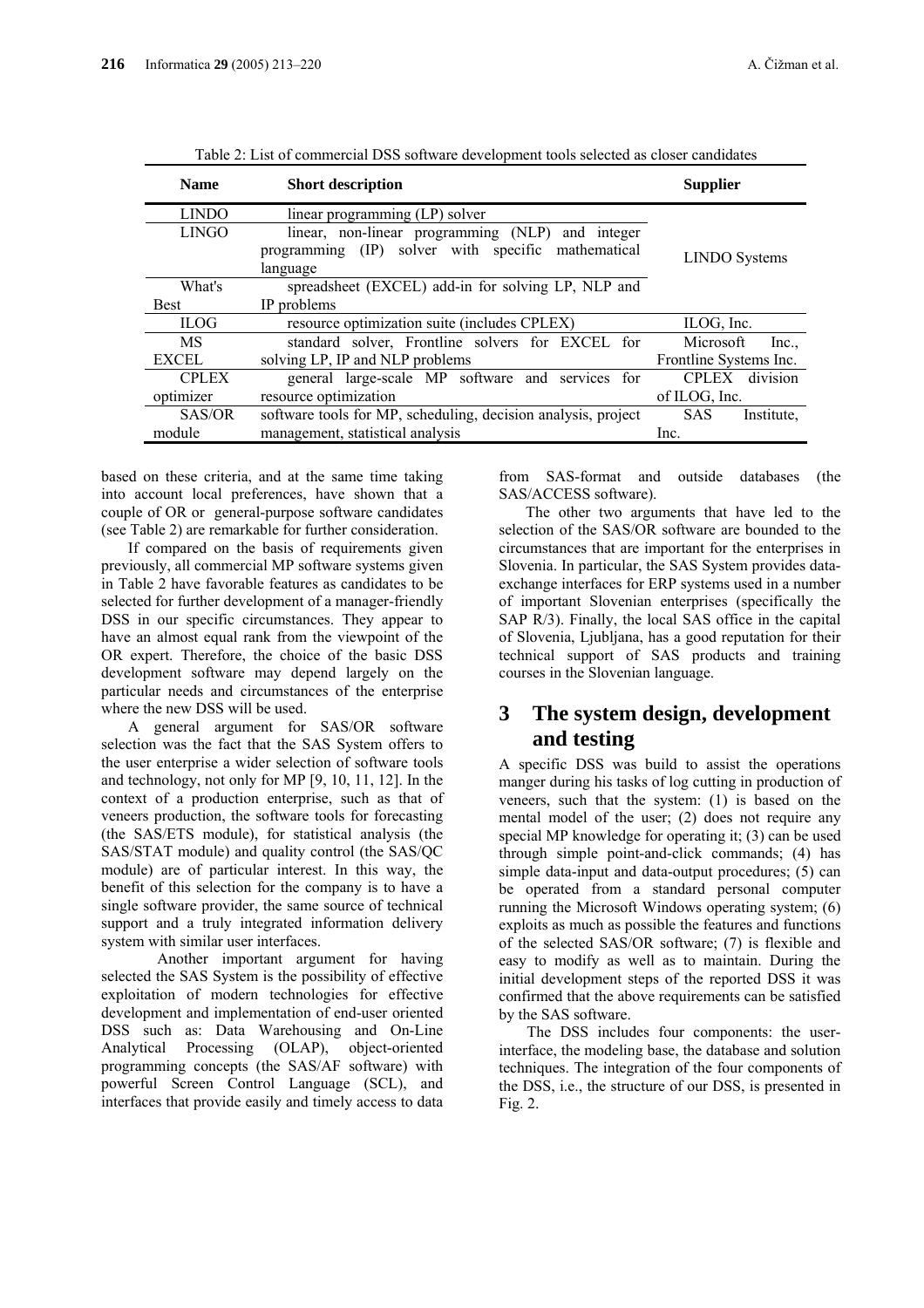Table 2: List of commercial DSS software development tools selected as closer candidates

| Name | Short description | Supplier |
|---|---|---|
| LINDO | linear programming (LP) solver | LINDO Systems |
| LINGO | linear, non-linear programming (NLP) and integer programming (IP) solver with specific mathematical language | |
| What's Best | spreadsheet (EXCEL) add-in for solving LP, NLP and IP problems | |
| ILOG | resource optimization suite (includes CPLEX) | ILOG, Inc. |
| MS EXCEL | standard solver, Frontline solvers for EXCEL for solving LP, IP and NLP problems | Microsoft Inc., Frontline Systems Inc. |
| CPLEX optimizer | general large-scale MP software and services for resource optimization | CPLEX division of ILOG, Inc. |
| SAS/OR module | software tools for MP, scheduling, decision analysis, project management, statistical analysis | SAS Institute, Inc. |

based on these criteria, and at the same time taking into account local preferences, have shown that a couple of OR or general-purpose software candidates (see Table 2) are remarkable for further consideration.

If compared on the basis of requirements given previously, all commercial MP software systems given in Table 2 have favorable features as candidates to be selected for further development of a manager-friendly DSS in our specific circumstances. They appear to have an almost equal rank from the viewpoint of the OR expert. Therefore, the choice of the basic DSS development software may depend largely on the particular needs and circumstances of the enterprise where the new DSS will be used.

A general argument for SAS/OR software selection was the fact that the SAS System offers to the user enterprise a wider selection of software tools and technology, not only for MP [9, 10, 11, 12]. In the context of a production enterprise, such as that of veneers production, the software tools for forecasting (the SAS/ETS module), for statistical analysis (the SAS/STAT module) and quality control (the SAS/QC module) are of particular interest. In this way, the benefit of this selection for the company is to have a single software provider, the same source of technical support and a truly integrated information delivery system with similar user interfaces.

Another important argument for having selected the SAS System is the possibility of effective exploitation of modern technologies for effective development and implementation of end-user oriented DSS such as: Data Warehousing and On-Line Analytical Processing (OLAP), object-oriented programming concepts (the SAS/AF software) with powerful Screen Control Language (SCL), and interfaces that provide easily and timely access to data from SAS-format and outside databases (the SAS/ACCESS software).

The other two arguments that have led to the selection of the SAS/OR software are bounded to the circumstances that are important for the enterprises in Slovenia. In particular, the SAS System provides data-exchange interfaces for ERP systems used in a number of important Slovenian enterprises (specifically the SAP R/3). Finally, the local SAS office in the capital of Slovenia, Ljubljana, has a good reputation for their technical support of SAS products and training courses in the Slovenian language.

# 3 The system design, development and testing

A specific DSS was build to assist the operations manger during his tasks of log cutting in production of veneers, such that the system: (1) is based on the mental model of the user; (2) does not require any special MP knowledge for operating it; (3) can be used through simple point-and-click commands; (4) has simple data-input and data-output procedures; (5) can be operated from a standard personal computer running the Microsoft Windows operating system; (6) exploits as much as possible the features and functions of the selected SAS/OR software; (7) is flexible and easy to modify as well as to maintain. During the initial development steps of the reported DSS it was confirmed that the above requirements can be satisfied by the SAS software.

The DSS includes four components: the user-interface, the modeling base, the database and solution techniques. The integration of the four components of the DSS, i.e., the structure of our DSS, is presented in Fig. 2.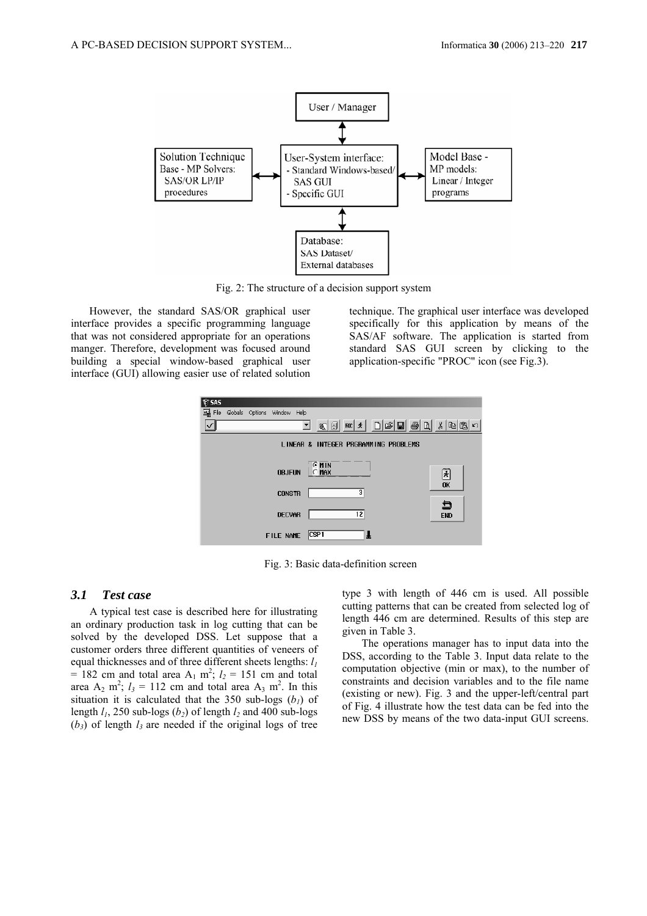Fig. 2: The structure of a decision support system

However, the standard SAS/OR graphical user interface provides a specific programming language that was not considered appropriate for an operations manger. Therefore, development was focused around building a special window-based graphical user interface (GUI) allowing easier use of related solution technique. The graphical user interface was developed specifically for this application by means of the SAS/AF software. The application is started from standard SAS GUI screen by clicking to the application-specific "PROC" icon (see Fig.3).

Fig. 3: Basic data-definition screen

### 3.1 Test case

A typical test case is described here for illustrating an ordinary production task in log cutting that can be solved by the developed DSS. Let suppose that a customer orders three different quantities of veneers of equal thicknesses and of three different sheets lengths: $l_1$ = 182 cm and total area $A_1$ $m^2$; $l_2$ = 151 cm and total area $A_2$ $m^2$; $l_3$ = 112 cm and total area $A_3$ $m^2$. In this situation it is calculated that the 350 sub-logs ($b_1$) of length $l_1$, 250 sub-logs ($b_2$) of length $l_2$ and 400 sub-logs ($b_3$) of length $l_3$ are needed if the original logs of tree type 3 with length of 446 cm is used. All possible cutting patterns that can be created from selected log of length 446 cm are determined. Results of this step are given in Table 3.

The operations manager has to input data into the DSS, according to the Table 3. Input data relate to the computation objective (min or max), to the number of constraints and decision variables and to the file name (existing or new). Fig. 3 and the upper-left/central part of Fig. 4 illustrate how the test data can be fed into the new DSS by means of the two data-input GUI screens.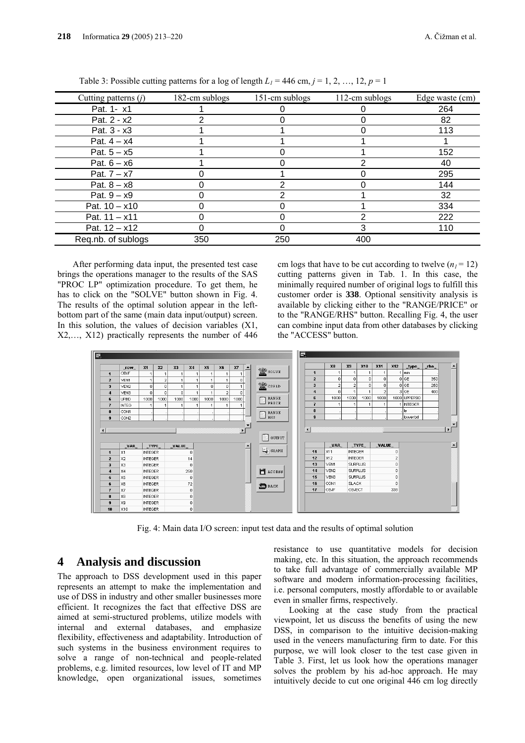Table 3: Possible cutting patterns for a log of length $L_1$ = 446 cm, $j$ = 1, 2, …, 12, $p$ = 1

| Cutting patterns ($j$) | 182-cm sublogs | 151-cm sublogs | 112-cm sublogs | Edge waste (cm) |
|---|---|---|---|---|
| Pat. 1- x1 | 1 | 0 | 0 | 264 |
| Pat. 2 - x2 | 2 | 0 | 0 | 82 |
| Pat. 3 - x3 | 1 | 1 | 0 | 113 |
| Pat. 4 – x4 | 1 | 1 | 1 | 1 |
| Pat. 5 – x5 | 1 | 0 | 1 | 152 |
| Pat. 6 – x6 | 1 | 0 | 2 | 40 |
| Pat. 7 – x7 | 0 | 1 | 0 | 295 |
| Pat. 8 – x8 | 0 | 2 | 0 | 144 |
| Pat. 9 – x9 | 0 | 2 | 1 | 32 |
| Pat. 10 – x10 | 0 | 0 | 1 | 334 |
| Pat. 11 – x11 | 0 | 0 | 2 | 222 |
| Pat. 12 – x12 | 0 | 0 | 3 | 110 |
| Req.nb. of sublogs | 350 | 250 | 400 | |

After performing data input, the presented test case brings the operations manager to the results of the SAS "PROC LP" optimization procedure. To get them, he has to click on the "SOLVE" button shown in Fig. 4. The results of the optimal solution appear in the left-bottom part of the same (main data input/output) screen. In this solution, the values of decision variables (X1, X2,…, X12) practically represents the number of 446 cm logs that have to be cut according to twelve ($n_1$ = 12) cutting patterns given in Tab. 1. In this case, the minimally required number of original logs to fulfill this customer order is **338**. Optional sensitivity analysis is available by clicking either to the "RANGE/PRICE" or to the "RANGE/RHS" button. Recalling Fig. 4, the user can combine input data from other databases by clicking the "ACCESS" button.

Fig. 4: Main data I/O screen: input test data and the results of optimal solution

## 4 Analysis and discussion

The approach to DSS development used in this paper represents an attempt to make the implementation and use of DSS in industry and other smaller businesses more efficient. It recognizes the fact that effective DSS are aimed at semi-structured problems, utilize models with internal and external databases, and emphasize flexibility, effectiveness and adaptability. Introduction of such systems in the business environment requires to solve a range of non-technical and people-related problems, e.g. limited resources, low level of IT and MP knowledge, open organizational issues, sometimes resistance to use quantitative models for decision making, etc. In this situation, the approach recommends to take full advantage of commercially available MP software and modern information-processing facilities, i.e. personal computers, mostly affordable to or available even in smaller firms, respectively.

Looking at the case study from the practical viewpoint, let us discuss the benefits of using the new DSS, in comparison to the intuitive decision-making used in the veneers manufacturing firm to date. For this purpose, we will look closer to the test case given in Table 3. First, let us look how the operations manager solves the problem by his ad-hoc approach. He may intuitively decide to cut one original 446 cm log directly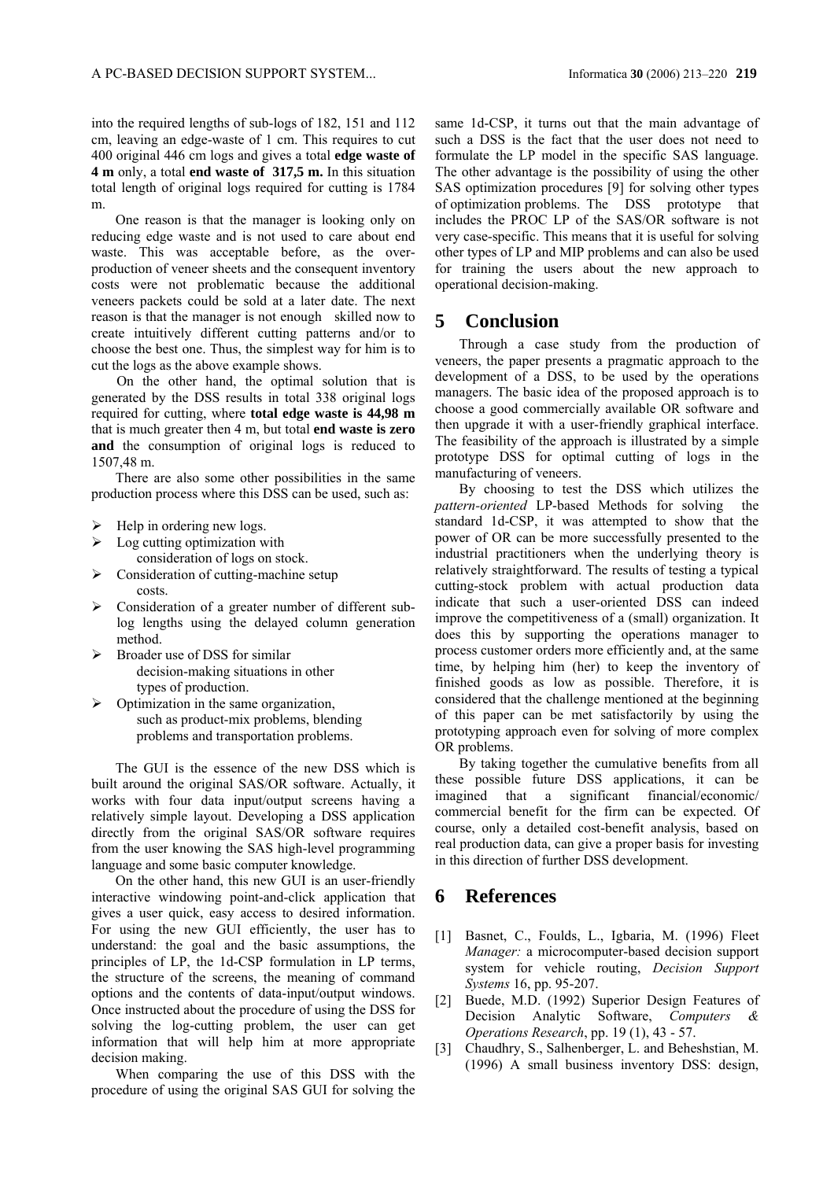into the required lengths of sub-logs of 182, 151 and 112 cm, leaving an edge-waste of 1 cm. This requires to cut 400 original 446 cm logs and gives a total **edge waste of 4 m** only, a total **end waste of 317,5 m.** In this situation total length of original logs required for cutting is 1784 m.

One reason is that the manager is looking only on reducing edge waste and is not used to care about end waste. This was acceptable before, as the over-production of veneer sheets and the consequent inventory costs were not problematic because the additional veneers packets could be sold at a later date. The next reason is that the manager is not enough skilled now to create intuitively different cutting patterns and/or to choose the best one. Thus, the simplest way for him is to cut the logs as the above example shows.

On the other hand, the optimal solution that is generated by the DSS results in total 338 original logs required for cutting, where **total edge waste is 44,98 m** that is much greater then 4 m, but total **end waste is zero and** the consumption of original logs is reduced to 1507,48 m.

There are also some other possibilities in the same production process where this DSS can be used, such as:

- Help in ordering new logs.
- Log cutting optimization with consideration of logs on stock.
- Consideration of cutting-machine setup costs.
- Consideration of a greater number of different sub-log lengths using the delayed column generation method.
- Broader use of DSS for similar decision-making situations in other types of production.
- Optimization in the same organization, such as product-mix problems, blending problems and transportation problems.

The GUI is the essence of the new DSS which is built around the original SAS/OR software. Actually, it works with four data input/output screens having a relatively simple layout. Developing a DSS application directly from the original SAS/OR software requires from the user knowing the SAS high-level programming language and some basic computer knowledge.

On the other hand, this new GUI is an user-friendly interactive windowing point-and-click application that gives a user quick, easy access to desired information. For using the new GUI efficiently, the user has to understand: the goal and the basic assumptions, the principles of LP, the 1d-CSP formulation in LP terms, the structure of the screens, the meaning of command options and the contents of data-input/output windows. Once instructed about the procedure of using the DSS for solving the log-cutting problem, the user can get information that will help him at more appropriate decision making.

When comparing the use of this DSS with the procedure of using the original SAS GUI for solving the same 1d-CSP, it turns out that the main advantage of such a DSS is the fact that the user does not need to formulate the LP model in the specific SAS language. The other advantage is the possibility of using the other SAS optimization procedures [9] for solving other types of optimization problems. The DSS prototype that includes the PROC LP of the SAS/OR software is not very case-specific. This means that it is useful for solving other types of LP and MIP problems and can also be used for training the users about the new approach to operational decision-making.

# 5 Conclusion

Through a case study from the production of veneers, the paper presents a pragmatic approach to the development of a DSS, to be used by the operations managers. The basic idea of the proposed approach is to choose a good commercially available OR software and then upgrade it with a user-friendly graphical interface. The feasibility of the approach is illustrated by a simple prototype DSS for optimal cutting of logs in the manufacturing of veneers.

By choosing to test the DSS which utilizes the *pattern-oriented* LP-based Methods for solving the standard 1d-CSP, it was attempted to show that the power of OR can be more successfully presented to the industrial practitioners when the underlying theory is relatively straightforward. The results of testing a typical cutting-stock problem with actual production data indicate that such a user-oriented DSS can indeed improve the competitiveness of a (small) organization. It does this by supporting the operations manager to process customer orders more efficiently and, at the same time, by helping him (her) to keep the inventory of finished goods as low as possible. Therefore, it is considered that the challenge mentioned at the beginning of this paper can be met satisfactorily by using the prototyping approach even for solving of more complex OR problems.

By taking together the cumulative benefits from all these possible future DSS applications, it can be imagined that a significant financial/economic/commercial benefit for the firm can be expected. Of course, only a detailed cost-benefit analysis, based on real production data, can give a proper basis for investing in this direction of further DSS development.

# 6 References

[1] Basnet, C., Foulds, L., Igbaria, M. (1996) Fleet *Manager:* a microcomputer-based decision support system for vehicle routing, *Decision Support Systems* 16, pp. 95-207.

[2] Buede, M.D. (1992) Superior Design Features of Decision Analytic Software, *Computers & Operations Research*, pp. 19 (1), 43 - 57.

[3] Chaudhry, S., Salhenberger, L. and Beheshstian, M. (1996) A small business inventory DSS: design,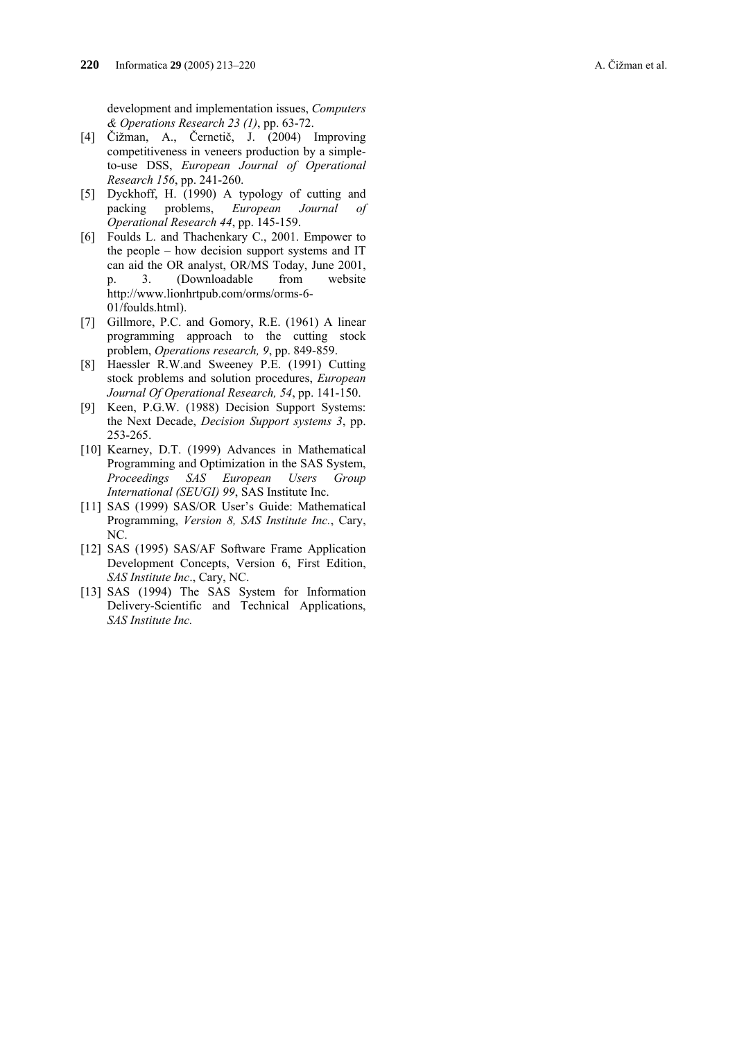development and implementation issues, *Computers & Operations Research 23 (1)*, pp. 63-72.

[4] Čižman, A., Černetič, J. (2004) Improving competitiveness in veneers production by a simple-to-use DSS, *European Journal of Operational Research 156*, pp. 241-260.

[5] Dyckhoff, H. (1990) A typology of cutting and packing problems, *European Journal of Operational Research 44*, pp. 145-159.

[6] Foulds L. and Thachenkary C., 2001. Empower to the people – how decision support systems and IT can aid the OR analyst, OR/MS Today, June 2001, p. 3. (Downloadable from website http://www.lionhrtpub.com/orms/orms-6-01/foulds.html).

[7] Gillmore, P.C. and Gomory, R.E. (1961) A linear programming approach to the cutting stock problem, *Operations research, 9*, pp. 849-859.

[8] Haessler R.W.and Sweeney P.E. (1991) Cutting stock problems and solution procedures, *European Journal Of Operational Research, 54*, pp. 141-150.

[9] Keen, P.G.W. (1988) Decision Support Systems: the Next Decade, *Decision Support systems 3*, pp. 253-265.

[10] Kearney, D.T. (1999) Advances in Mathematical Programming and Optimization in the SAS System, *Proceedings SAS European Users Group International (SEUGI) 99*, SAS Institute Inc.

[11] SAS (1999) SAS/OR User's Guide: Mathematical Programming, *Version 8, SAS Institute Inc.*, Cary, NC.

[12] SAS (1995) SAS/AF Software Frame Application Development Concepts, Version 6, First Edition, *SAS Institute Inc*., Cary, NC.

[13] SAS (1994) The SAS System for Information Delivery-Scientific and Technical Applications, *SAS Institute Inc.*